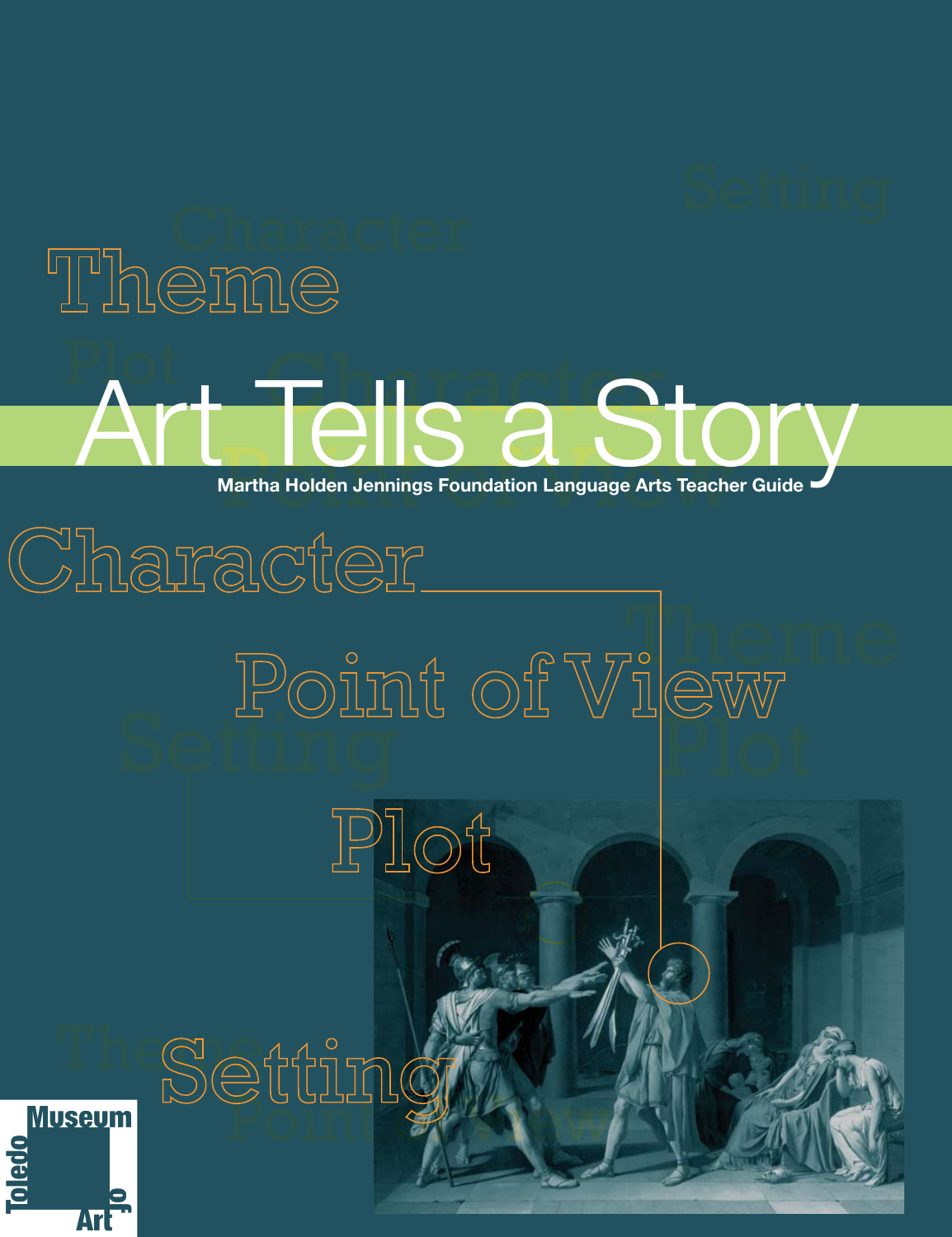# Art Tells a Story

**Martha Holden Jennings Foundation Language Arts Teacher Guide**

Theme

Character

Point of View

Plot

Setting

Toledo Museum of Art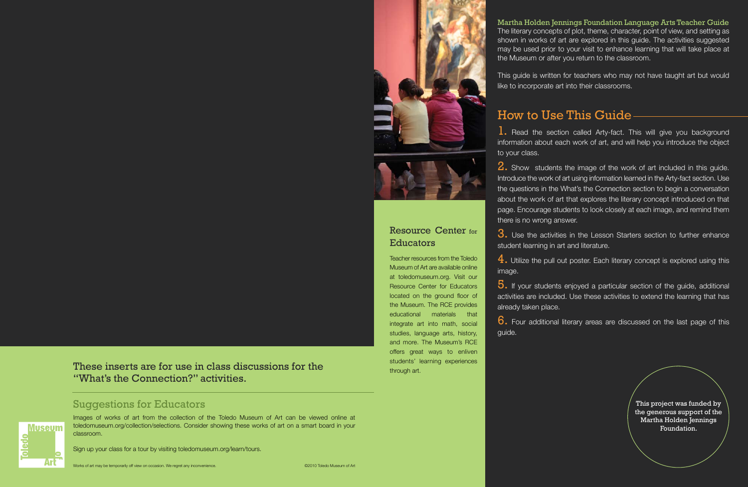These inserts are for use in class discussions for the "What's the Connection?" activities.

## Suggestions for Educators

Images of works of art from the collection of the Toledo Museum of Art can be viewed online at toledomuseum.org/collection/selections. Consider showing these works of art on a smart board in your classroom.

Sign up your class for a tour by visiting toledomuseum.org/learn/tours.

Works of art may be temporarily off view on occasion. We regret any inconvenience.

©2010 Toledo Museum of Art

## Resource Center for Educators

Teacher resources from the Toledo Museum of Art are available online at toledomuseum.org. Visit our Resource Center for Educators located on the ground floor of the Museum. The RCE provides educational materials that integrate art into math, social studies, language arts, history, and more. The Museum's RCE offers great ways to enliven students' learning experiences through art.

**Martha Holden Jennings Foundation Language Arts Teacher Guide**

The literary concepts of plot, theme, character, point of view, and setting as shown in works of art are explored in this guide. The activities suggested may be used prior to your visit to enhance learning that will take place at the Museum or after you return to the classroom.

This guide is written for teachers who may not have taught art but would like to incorporate art into their classrooms.

## How to Use This Guide

1. Read the section called Arty-fact. This will give you background information about each work of art, and will help you introduce the object to your class.

2. Show students the image of the work of art included in this guide. Introduce the work of art using information learned in the Arty-fact section. Use the questions in the What's the Connection section to begin a conversation about the work of art that explores the literary concept introduced on that page. Encourage students to look closely at each image, and remind them there is no wrong answer.

3. Use the activities in the Lesson Starters section to further enhance student learning in art and literature.

4. Utilize the pull out poster. Each literary concept is explored using this image.

5. If your students enjoyed a particular section of the guide, additional activities are included. Use these activities to extend the learning that has already taken place.

6. Four additional literary areas are discussed on the last page of this guide.

This project was funded by the generous support of the Martha Holden Jennings Foundation.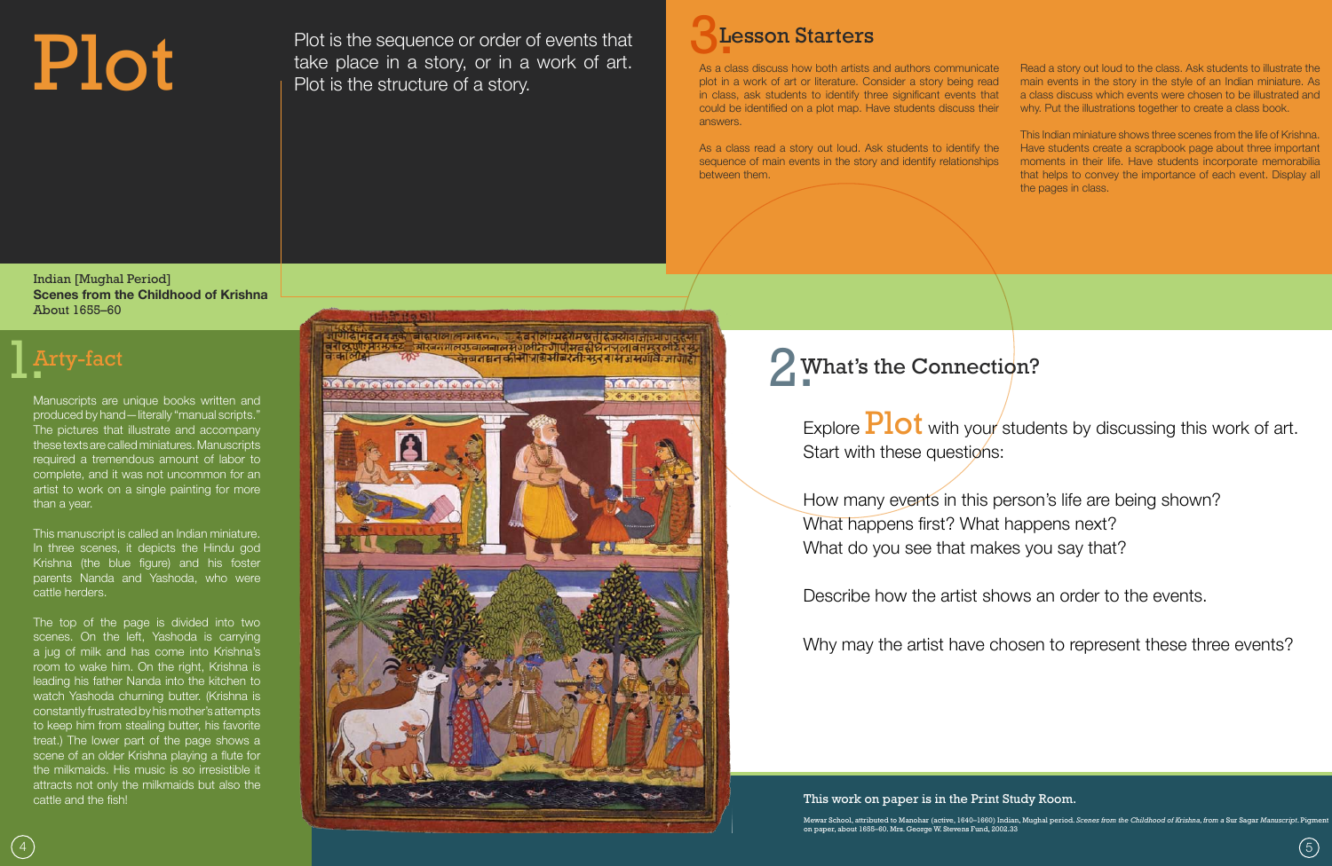# Plot

Plot is the sequence or order of events that take place in a story, or in a work of art. Plot is the structure of a story.

Indian [Mughal Period]
**Scenes from the Childhood of Krishna**
About 1655–60

## 1. Arty-fact

Manuscripts are unique books written and produced by hand—literally "manual scripts." The pictures that illustrate and accompany these texts are called miniatures. Manuscripts required a tremendous amount of labor to complete, and it was not uncommon for an artist to work on a single painting for more than a year.

This manuscript is called an Indian miniature. In three scenes, it depicts the Hindu god Krishna (the blue figure) and his foster parents Nanda and Yashoda, who were cattle herders.

The top of the page is divided into two scenes. On the left, Yashoda is carrying a jug of milk and has come into Krishna's room to wake him. On the right, Krishna is leading his father Nanda into the kitchen to watch Yashoda churning butter. (Krishna is constantly frustrated by his mother's attempts to keep him from stealing butter, his favorite treat.) The lower part of the page shows a scene of an older Krishna playing a flute for the milkmaids. His music is so irresistible it attracts not only the milkmaids but also the cattle and the fish!

## 2. What's the Connection?

Explore **Plot** with your students by discussing this work of art. Start with these questions:

How many events in this person's life are being shown?
What happens first? What happens next?
What do you see that makes you say that?

Describe how the artist shows an order to the events.

Why may the artist have chosen to represent these three events?

## 3. Lesson Starters

As a class discuss how both artists and authors communicate plot in a work of art or literature. Consider a story being read in class, ask students to identify three significant events that could be identified on a plot map. Have students discuss their answers.

As a class read a story out loud. Ask students to identify the sequence of main events in the story and identify relationships between them.

Read a story out loud to the class. Ask students to illustrate the main events in the story in the style of an Indian miniature. As a class discuss which events were chosen to be illustrated and why. Put the illustrations together to create a class book.

This Indian miniature shows three scenes from the life of Krishna. Have students create a scrapbook page about three important moments in their life. Have students incorporate memorabilia that helps to convey the importance of each event. Display all the pages in class.

This work on paper is in the Print Study Room.

Mewar School, attributed to Manohar (active, 1640–1660) Indian, Mughal period. *Scenes from the Childhood of Krishna, from a Sur Sagar Manuscript.* Pigment on paper, about 1655–60. Mrs. George W. Stevens Fund, 2002.33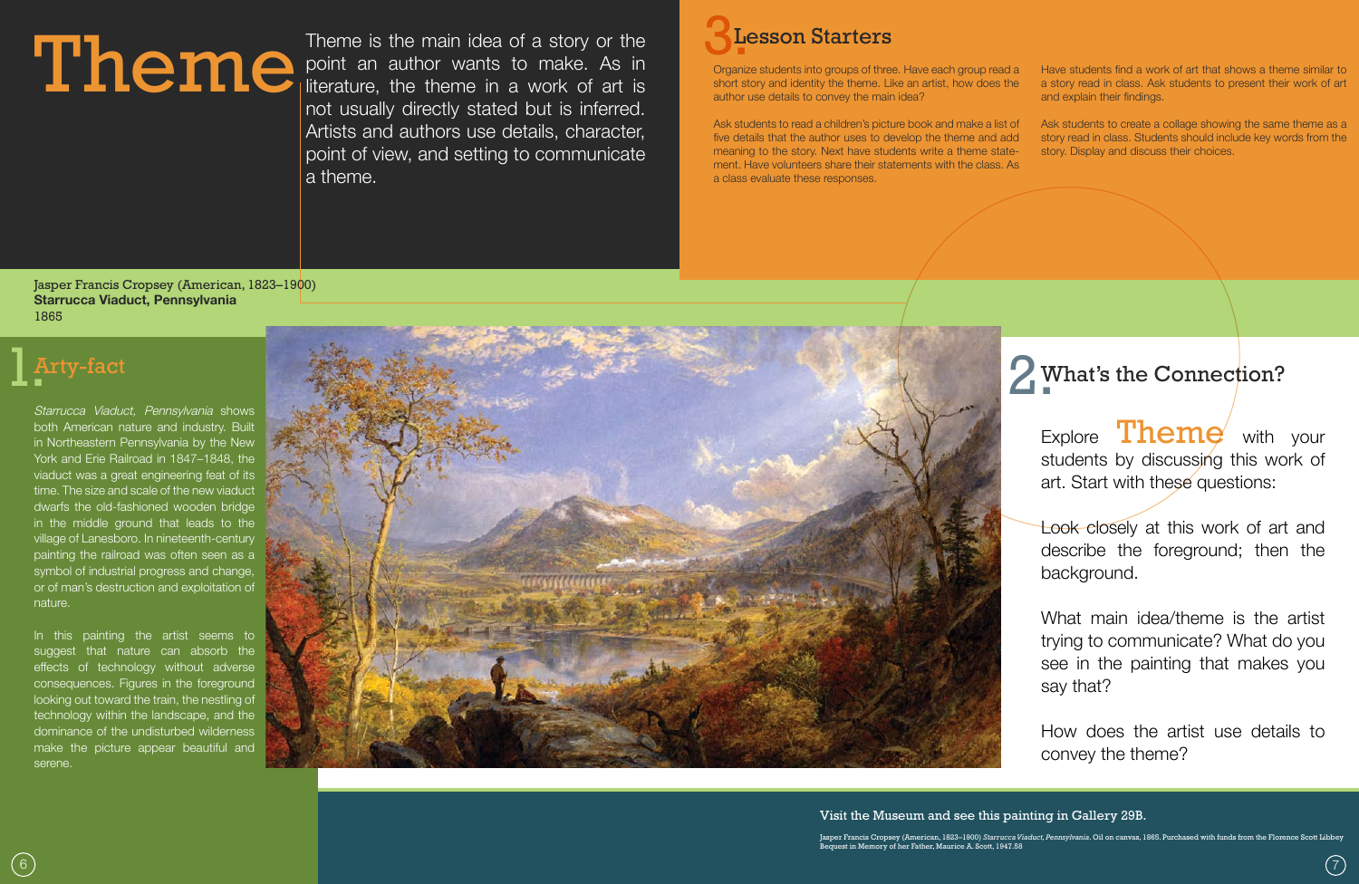# Theme

Theme is the main idea of a story or the point an author wants to make. As in literature, the theme in a work of art is not usually directly stated but is inferred. Artists and authors use details, character, point of view, and setting to communicate a theme.

Jasper Francis Cropsey (American, 1823–1900)
**Starrucca Viaduct, Pennsylvania**
1865

## 1. Arty-fact

*Starrucca Viaduct, Pennsylvania* shows both American nature and industry. Built in Northeastern Pennsylvania by the New York and Erie Railroad in 1847–1848, the viaduct was a great engineering feat of its time. The size and scale of the new viaduct dwarfs the old-fashioned wooden bridge in the middle ground that leads to the village of Lanesboro. In nineteenth-century painting the railroad was often seen as a symbol of industrial progress and change, or of man's destruction and exploitation of nature.

In this painting the artist seems to suggest that nature can absorb the effects of technology without adverse consequences. Figures in the foreground looking out toward the train, the nestling of technology within the landscape, and the dominance of the undisturbed wilderness make the picture appear beautiful and serene.

## 2. What's the Connection?

Explore **Theme** with your students by discussing this work of art. Start with these questions:

Look closely at this work of art and describe the foreground; then the background.

What main idea/theme is the artist trying to communicate? What do you see in the painting that makes you say that?

How does the artist use details to convey the theme?

## 3. Lesson Starters

Organize students into groups of three. Have each group read a short story and identity the theme. Like an artist, how does the author use details to convey the main idea?

Ask students to read a children's picture book and make a list of five details that the author uses to develop the theme and add meaning to the story. Next have students write a theme statement. Have volunteers share their statements with the class. As a class evaluate these responses.

Have students find a work of art that shows a theme similar to a story read in class. Ask students to present their work of art and explain their findings.

Ask students to create a collage showing the same theme as a story read in class. Students should include key words from the story. Display and discuss their choices.

Visit the Museum and see this painting in Gallery 29B.

Jasper Francis Cropsey (American, 1823–1900) *Starrucca Viaduct, Pennsylvania*. Oil on canvas, 1865. Purchased with funds from the Florence Scott Libbey Bequest in Memory of her Father, Maurice A. Scott, 1947.58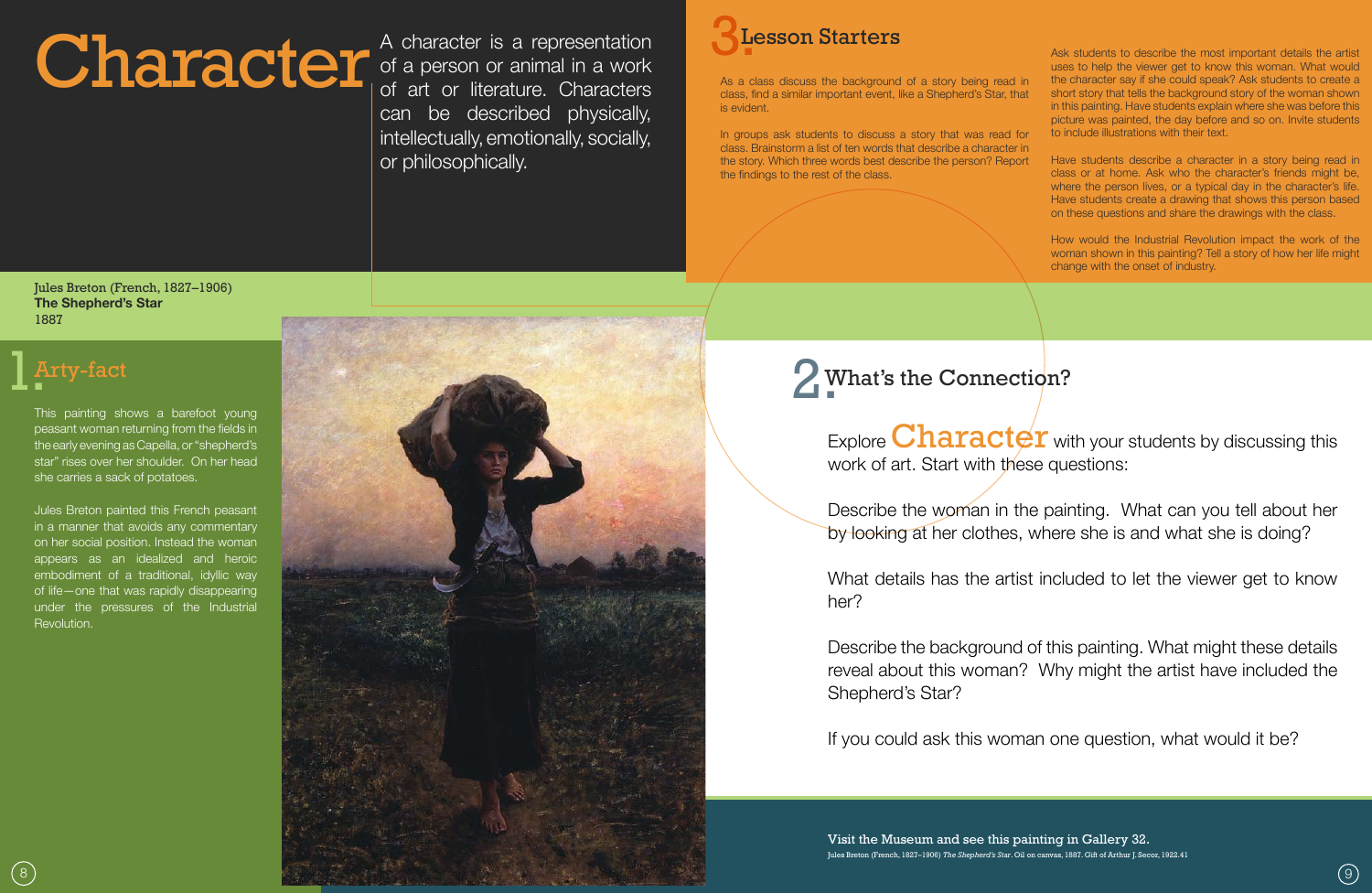# Character

A character is a representation of a person or animal in a work of art or literature. Characters can be described physically, intellectually, emotionally, socially, or philosophically.

Jules Breton (French, 1827–1906)
**The Shepherd's Star**
1887

## 1. Arty-fact

This painting shows a barefoot young peasant woman returning from the fields in the early evening as Capella, or "shepherd's star" rises over her shoulder. On her head she carries a sack of potatoes.

Jules Breton painted this French peasant in a manner that avoids any commentary on her social position. Instead the woman appears as an idealized and heroic embodiment of a traditional, idyllic way of life—one that was rapidly disappearing under the pressures of the Industrial Revolution.

## 2. What's the Connection?

Explore Character with your students by discussing this work of art. Start with these questions:

Describe the woman in the painting. What can you tell about her by looking at her clothes, where she is and what she is doing?

What details has the artist included to let the viewer get to know her?

Describe the background of this painting. What might these details reveal about this woman? Why might the artist have included the Shepherd's Star?

If you could ask this woman one question, what would it be?

## 3. Lesson Starters

As a class discuss the background of a story being read in class, find a similar important event, like a Shepherd's Star, that is evident.

In groups ask students to discuss a story that was read for class. Brainstorm a list of ten words that describe a character in the story. Which three words best describe the person? Report the findings to the rest of the class.

Ask students to describe the most important details the artist uses to help the viewer get to know this woman. What would the character say if she could speak? Ask students to create a short story that tells the background story of the woman shown in this painting. Have students explain where she was before this picture was painted, the day before and so on. Invite students to include illustrations with their text.

Have students describe a character in a story being read in class or at home. Ask who the character's friends might be, where the person lives, or a typical day in the character's life. Have students create a drawing that shows this person based on these questions and share the drawings with the class.

How would the Industrial Revolution impact the work of the woman shown in this painting? Tell a story of how her life might change with the onset of industry.

Visit the Museum and see this painting in Gallery 32.

Jules Breton (French, 1827–1906) *The Shepherd's Star*. Oil on canvas, 1887. Gift of Arthur J. Secor, 1922.41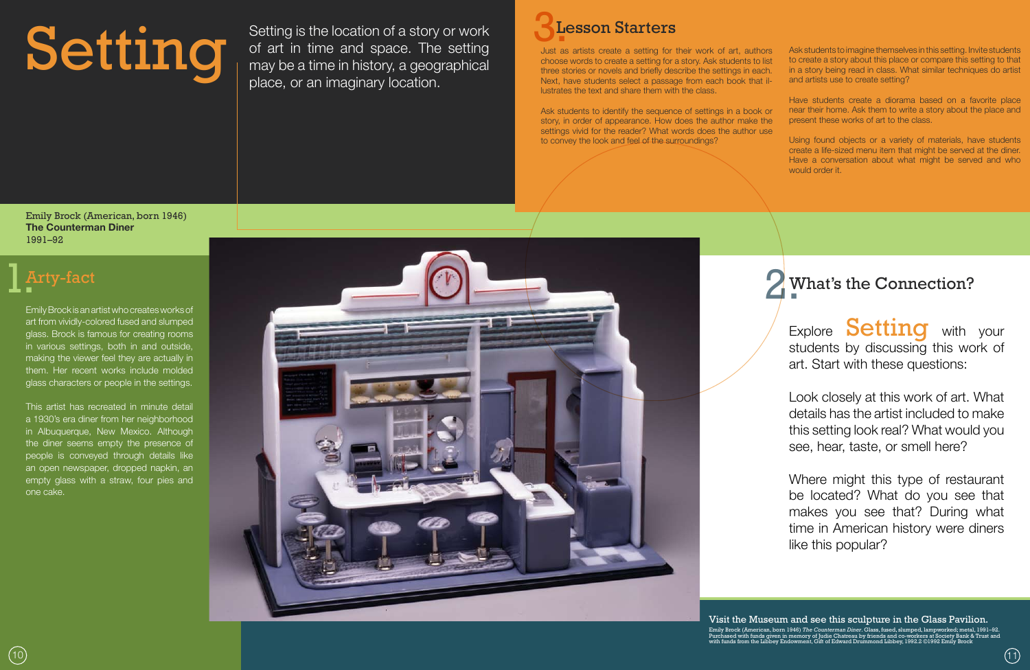# Setting

Setting is the location of a story or work of art in time and space. The setting may be a time in history, a geographical place, or an imaginary location.

Emily Brock (American, born 1946)
**The Counterman Diner**
1991–92

## 1. Arty-fact

Emily Brock is an artist who creates works of art from vividly-colored fused and slumped glass. Brock is famous for creating rooms in various settings, both in and outside, making the viewer feel they are actually in them. Her recent works include molded glass characters or people in the settings.

This artist has recreated in minute detail a 1930's era diner from her neighborhood in Albuquerque, New Mexico. Although the diner seems empty the presence of people is conveyed through details like an open newspaper, dropped napkin, an empty glass with a straw, four pies and one cake.

## 2. What's the Connection?

Explore **Setting** with your students by discussing this work of art. Start with these questions:

Look closely at this work of art. What details has the artist included to make this setting look real? What would you see, hear, taste, or smell here?

Where might this type of restaurant be located? What do you see that makes you see that? During what time in American history were diners like this popular?

## 3. Lesson Starters

Just as artists create a setting for their work of art, authors choose words to create a setting for a story. Ask students to list three stories or novels and briefly describe the settings in each. Next, have students select a passage from each book that illustrates the text and share them with the class.

Ask students to identify the sequence of settings in a book or story, in order of appearance. How does the author make the settings vivid for the reader? What words does the author use to convey the look and feel of the surroundings?

Ask students to imagine themselves in this setting. Invite students to create a story about this place or compare this setting to that in a story being read in class. What similar techniques do artist and artists use to create setting?

Have students create a diorama based on a favorite place near their home. Ask them to write a story about the place and present these works of art to the class.

Using found objects or a variety of materials, have students create a life-sized menu item that might be served at the diner. Have a conversation about what might be served and who would order it.

Visit the Museum and see this sculpture in the Glass Pavilion.

Emily Brock (American, born 1946) *The Counterman Diner*. Glass, fused, slumped, lampworked; metal, 1991–92. Purchased with funds given in memory of Judie Chatreau by friends and co-workers at Society Bank & Trust and with funds from the Libbey Endowment, Gift of Edward Drummond Libbey, 1992.2 ©1992 Emily Brock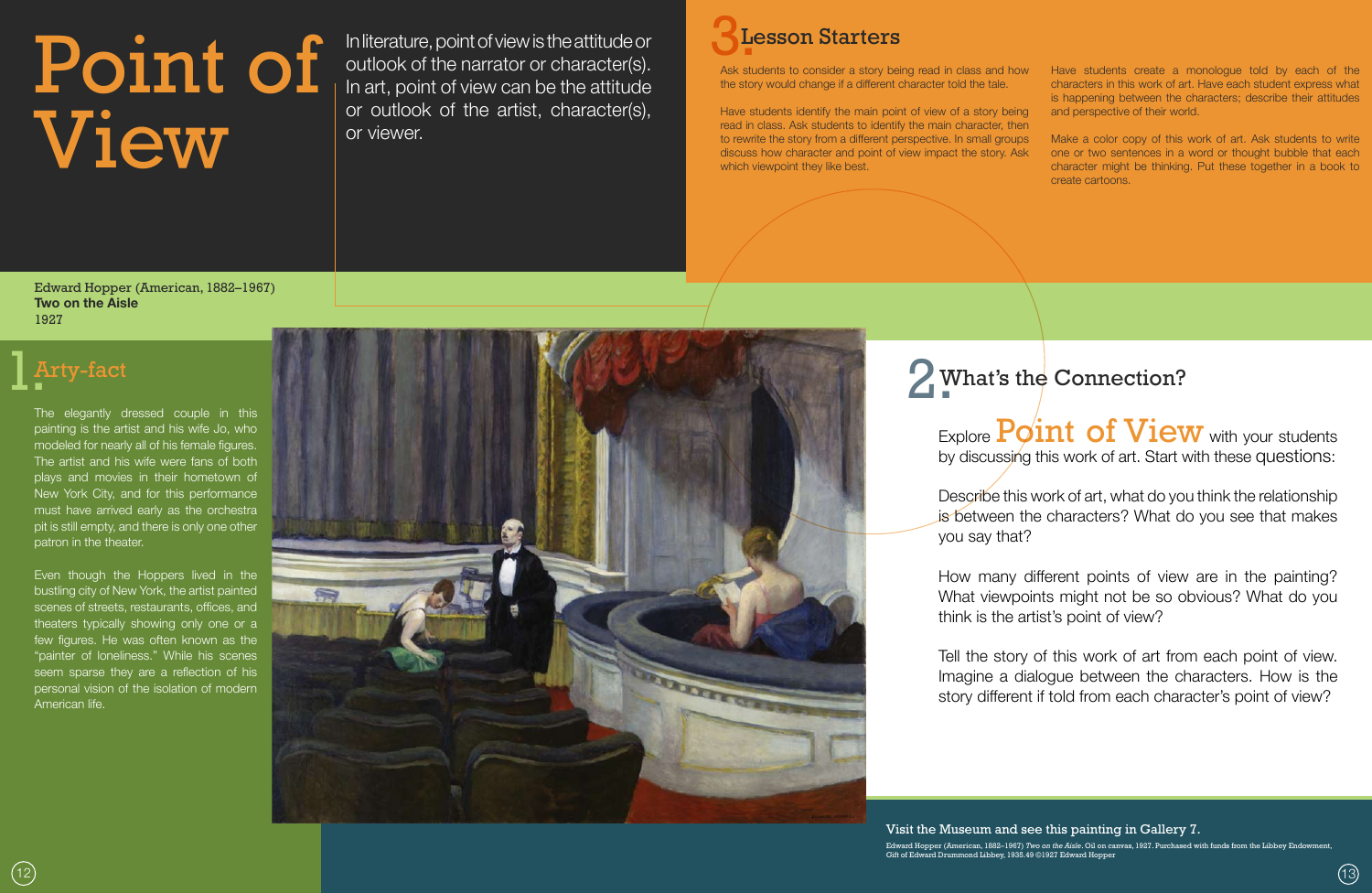# Point of View

In literature, point of view is the attitude or outlook of the narrator or character(s). In art, point of view can be the attitude or outlook of the artist, character(s), or viewer.

Edward Hopper (American, 1882–1967)
**Two on the Aisle**
1927

## 1. Arty-fact

The elegantly dressed couple in this painting is the artist and his wife Jo, who modeled for nearly all of his female figures. The artist and his wife were fans of both plays and movies in their hometown of New York City, and for this performance must have arrived early as the orchestra pit is still empty, and there is only one other patron in the theater.

Even though the Hoppers lived in the bustling city of New York, the artist painted scenes of streets, restaurants, offices, and theaters typically showing only one or a few figures. He was often known as the "painter of loneliness." While his scenes seem sparse they are a reflection of his personal vision of the isolation of modern American life.

## 2. What's the Connection?

Explore **Point of View** with your students by discussing this work of art. Start with these questions:

Describe this work of art, what do you think the relationship is between the characters? What do you see that makes you say that?

How many different points of view are in the painting? What viewpoints might not be so obvious? What do you think is the artist's point of view?

Tell the story of this work of art from each point of view. Imagine a dialogue between the characters. How is the story different if told from each character's point of view?

## 3. Lesson Starters

Ask students to consider a story being read in class and how the story would change if a different character told the tale.

Have students identify the main point of view of a story being read in class. Ask students to identify the main character, then to rewrite the story from a different perspective. In small groups discuss how character and point of view impact the story. Ask which viewpoint they like best.

Have students create a monologue told by each of the characters in this work of art. Have each student express what is happening between the characters; describe their attitudes and perspective of their world.

Make a color copy of this work of art. Ask students to write one or two sentences in a word or thought bubble that each character might be thinking. Put these together in a book to create cartoons.

Visit the Museum and see this painting in Gallery 7.

Edward Hopper (American, 1882–1967) *Two on the Aisle*. Oil on canvas, 1927. Purchased with funds from the Libbey Endowment, Gift of Edward Drummond Libbey, 1935.49 ©1927 Edward Hopper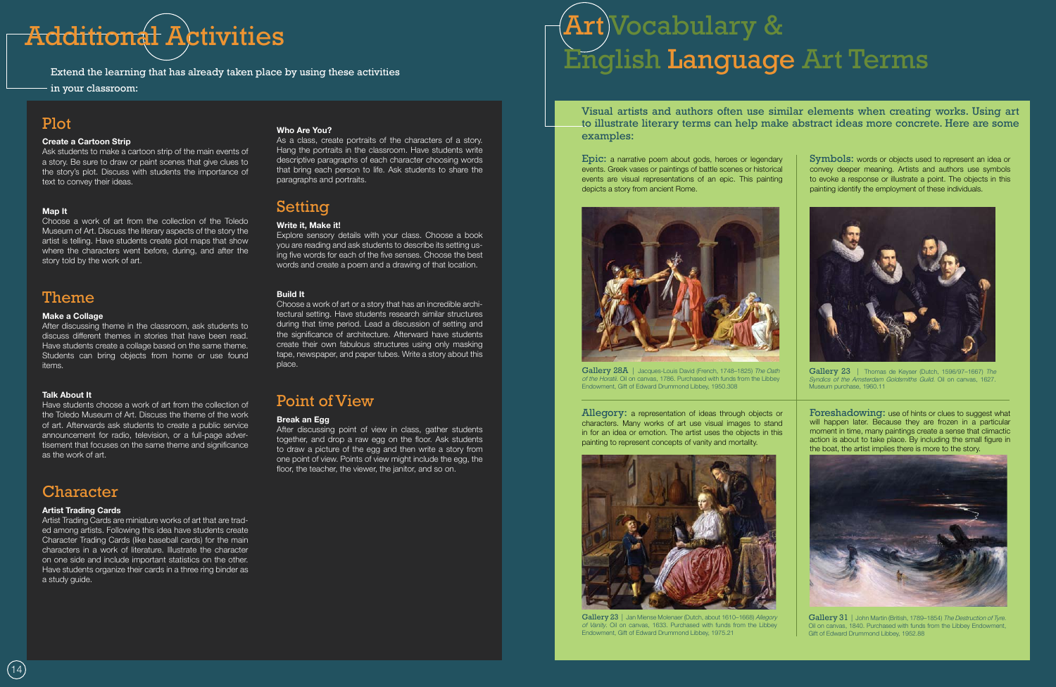# Additional Activities

Extend the learning that has already taken place by using these activities in your classroom:

## Plot

**Create a Cartoon Strip**

Ask students to make a cartoon strip of the main events of a story. Be sure to draw or paint scenes that give clues to the story's plot. Discuss with students the importance of text to convey their ideas.

**Map It**

Choose a work of art from the collection of the Toledo Museum of Art. Discuss the literary aspects of the story the artist is telling. Have students create plot maps that show where the characters went before, during, and after the story told by the work of art.

## Theme

**Make a Collage**

After discussing theme in the classroom, ask students to discuss different themes in stories that have been read. Have students create a collage based on the same theme. Students can bring objects from home or use found items.

**Talk About It**

Have students choose a work of art from the collection of the Toledo Museum of Art. Discuss the theme of the work of art. Afterwards ask students to create a public service announcement for radio, television, or a full-page advertisement that focuses on the same theme and significance as the work of art.

## Character

**Artist Trading Cards**

Artist Trading Cards are miniature works of art that are traded among artists. Following this idea have students create Character Trading Cards (like baseball cards) for the main characters in a work of literature. Illustrate the character on one side and include important statistics on the other. Have students organize their cards in a three ring binder as a study guide.

**Who Are You?**

As a class, create portraits of the characters of a story. Hang the portraits in the classroom. Have students write descriptive paragraphs of each character choosing words that bring each person to life. Ask students to share the paragraphs and portraits.

## Setting

**Write it, Make it!**

Explore sensory details with your class. Choose a book you are reading and ask students to describe its setting using five words for each of the five senses. Choose the best words and create a poem and a drawing of that location.

**Build It**

Choose a work of art or a story that has an incredible architectural setting. Have students research similar structures during that time period. Lead a discussion of setting and the significance of architecture. Afterward have students create their own fabulous structures using only masking tape, newspaper, and paper tubes. Write a story about this place.

## Point of View

**Break an Egg**

After discussing point of view in class, gather students together, and drop a raw egg on the floor. Ask students to draw a picture of the egg and then write a story from one point of view. Points of view might include the egg, the floor, the teacher, the viewer, the janitor, and so on.

# Art Vocabulary & English Language Art Terms

Visual artists and authors often use similar elements when creating works. Using art to illustrate literary terms can help make abstract ideas more concrete. Here are some examples:

**Epic:** a narrative poem about gods, heroes or legendary events. Greek vases or paintings of battle scenes or historical events are visual representations of an epic. This painting depicts a story from ancient Rome.

Gallery 28A | Jacques-Louis David (French, 1748–1825) *The Oath of the Horatii.* Oil on canvas, 1786. Purchased with funds from the Libbey Endowment, Gift of Edward Drummond Libbey, 1950.308

**Symbols:** words or objects used to represent an idea or convey deeper meaning. Artists and authors use symbols to evoke a response or illustrate a point. The objects in this painting identify the employment of these individuals.

Gallery 23 | Thomas de Keyser (Dutch, 1596/97–1667) *The Syndics of the Amsterdam Goldsmiths Guild.* Oil on canvas, 1627. Museum purchase, 1960.11

**Allegory:** a representation of ideas through objects or characters. Many works of art use visual images to stand in for an idea or emotion. The artist uses the objects in this painting to represent concepts of vanity and mortality.

Gallery 23 | Jan Miense Molenaer (Dutch, about 1610–1668) *Allegory of Vanity.* Oil on canvas, 1633. Purchased with funds from the Libbey Endowment, Gift of Edward Drummond Libbey, 1975.21

**Foreshadowing:** use of hints or clues to suggest what will happen later. Because they are frozen in a particular moment in time, many paintings create a sense that climactic action is about to take place. By including the small figure in the boat, the artist implies there is more to the story.

Gallery 31 | John Martin (British, 1789–1854) *The Destruction of Tyre.* Oil on canvas, 1840. Purchased with funds from the Libbey Endowment, Gift of Edward Drummond Libbey, 1952.88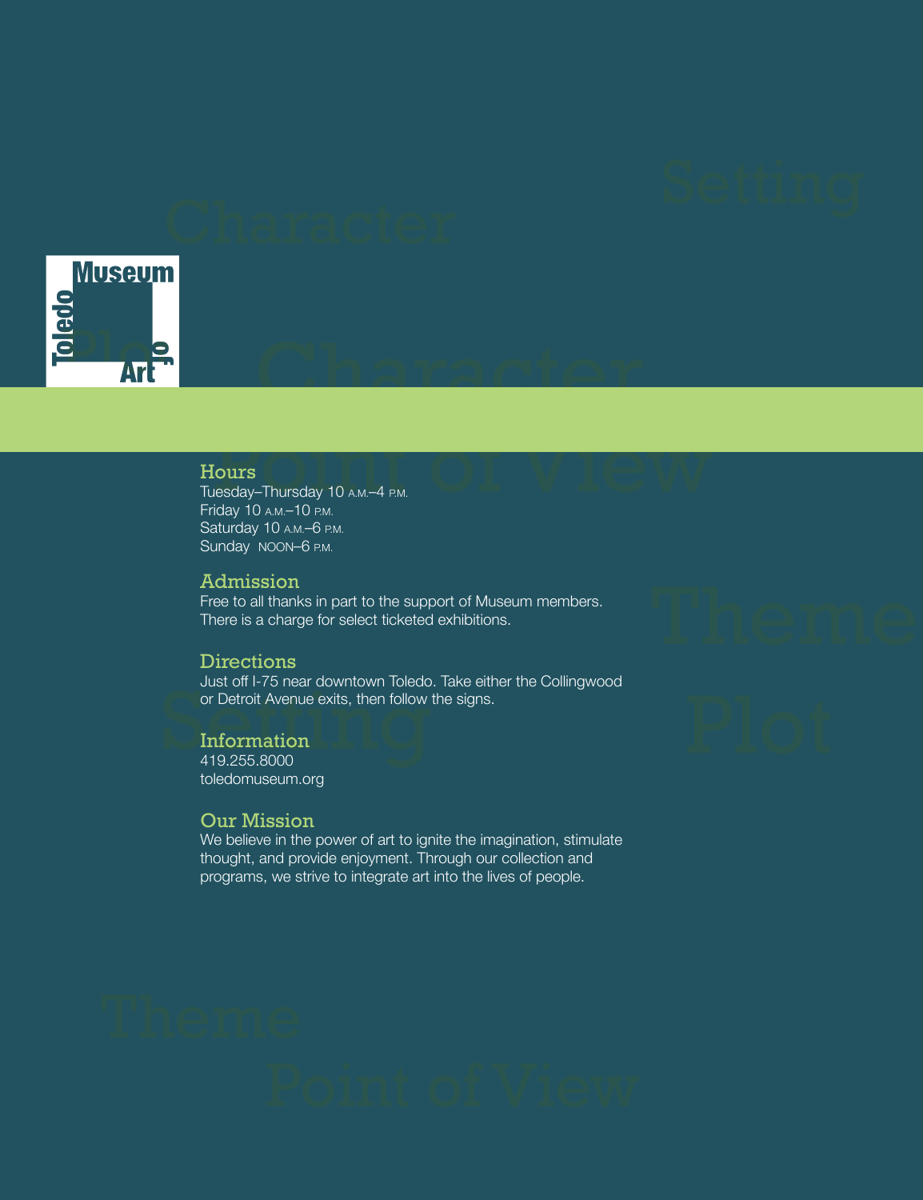Toledo Museum of Art

## Hours

Tuesday–Thursday 10 A.M.–4 P.M.
Friday 10 A.M.–10 P.M.
Saturday 10 A.M.–6 P.M.
Sunday NOON–6 P.M.

## Admission

Free to all thanks in part to the support of Museum members. There is a charge for select ticketed exhibitions.

## Directions

Just off I-75 near downtown Toledo. Take either the Collingwood or Detroit Avenue exits, then follow the signs.

## Information

419.255.8000
toledomuseum.org

## Our Mission

We believe in the power of art to ignite the imagination, stimulate thought, and provide enjoyment. Through our collection and programs, we strive to integrate art into the lives of people.